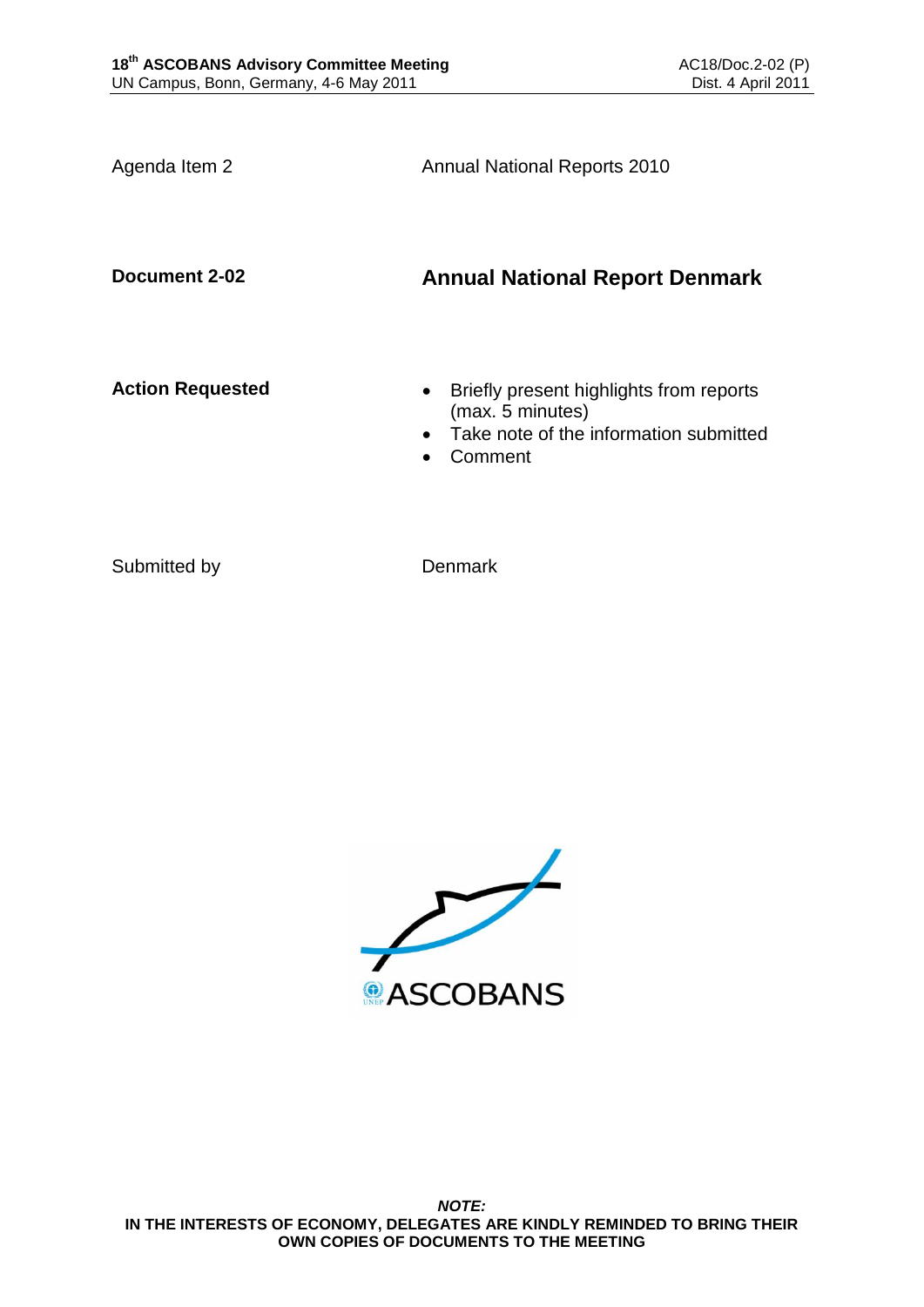| | |
|---|---|
| Agenda Item 2 | Annual National Reports 2010 |
| **Document 2-02** | **Annual National Report Denmark** |
| **Action Requested** | • Briefly present highlights from reports (max. 5 minutes)<br>• Take note of the information submitted<br>• Comment |
| Submitted by | Denmark |

ASCOBANS

***NOTE:***
**IN THE INTERESTS OF ECONOMY, DELEGATES ARE KINDLY REMINDED TO BRING THEIR OWN COPIES OF DOCUMENTS TO THE MEETING**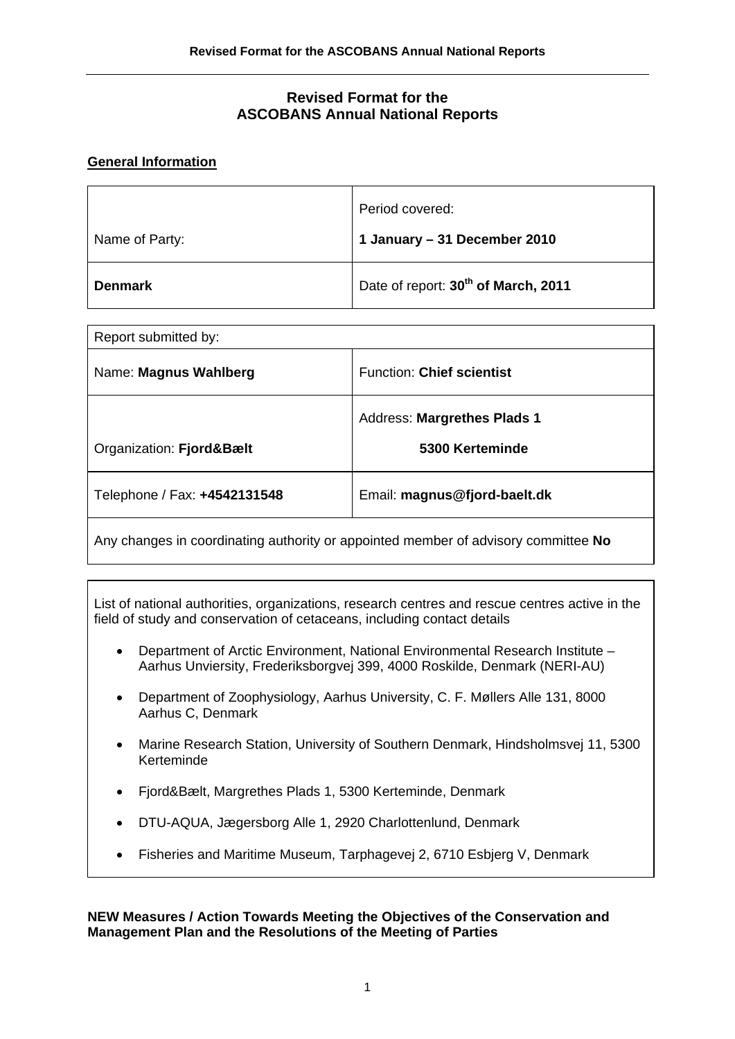## Revised Format for the ASCOBANS Annual National Reports

### General Information

| Name of Party: | Period covered: **1 January – 31 December 2010** |
|---|---|
| **Denmark** | Date of report: **30th of March, 2011** |

| Report submitted by: | |
|---|---|
| Name: **Magnus Wahlberg** | Function: **Chief scientist** |
| Organization: **Fjord&Bælt** | Address: **Margrethes Plads 1 5300 Kerteminde** |
| Telephone / Fax: **+4542131548** | Email: **magnus@fjord-baelt.dk** |
| Any changes in coordinating authority or appointed member of advisory committee **No** | |

List of national authorities, organizations, research centres and rescue centres active in the field of study and conservation of cetaceans, including contact details

- Department of Arctic Environment, National Environmental Research Institute – Aarhus Unviersity, Frederiksborgvej 399, 4000 Roskilde, Denmark (NERI-AU)
- Department of Zoophysiology, Aarhus University, C. F. Møllers Alle 131, 8000 Aarhus C, Denmark
- Marine Research Station, University of Southern Denmark, Hindsholmsvej 11, 5300 Kerteminde
- Fjord&Bælt, Margrethes Plads 1, 5300 Kerteminde, Denmark
- DTU-AQUA, Jægersborg Alle 1, 2920 Charlottenlund, Denmark
- Fisheries and Maritime Museum, Tarphagevej 2, 6710 Esbjerg V, Denmark

**NEW Measures / Action Towards Meeting the Objectives of the Conservation and Management Plan and the Resolutions of the Meeting of Parties**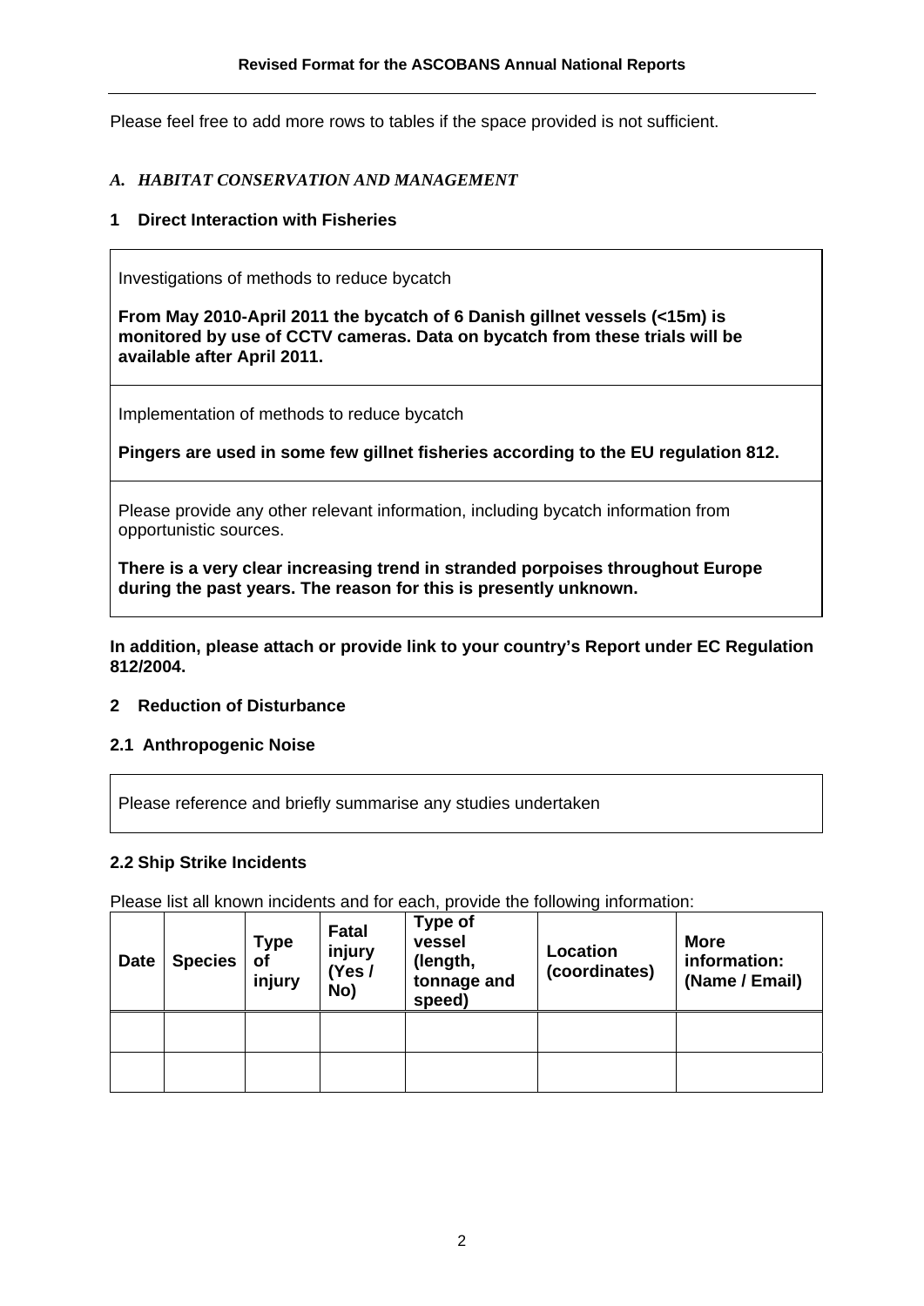Please feel free to add more rows to tables if the space provided is not sufficient.

## *A. HABITAT CONSERVATION AND MANAGEMENT*

### 1 Direct Interaction with Fisheries

| Investigations of methods to reduce bycatch |
|---|
| **From May 2010-April 2011 the bycatch of 6 Danish gillnet vessels (<15m) is monitored by use of CCTV cameras. Data on bycatch from these trials will be available after April 2011.** |
| Implementation of methods to reduce bycatch |
| **Pingers are used in some few gillnet fisheries according to the EU regulation 812.** |
| Please provide any other relevant information, including bycatch information from opportunistic sources. |
| **There is a very clear increasing trend in stranded porpoises throughout Europe during the past years. The reason for this is presently unknown.** |

**In addition, please attach or provide link to your country's Report under EC Regulation 812/2004.**

### 2 Reduction of Disturbance

#### 2.1 Anthropogenic Noise

| Please reference and briefly summarise any studies undertaken |
|---|

#### 2.2 Ship Strike Incidents

Please list all known incidents and for each, provide the following information:

| Date | Species | Type of injury | Fatal injury (Yes / No) | Type of vessel (length, tonnage and speed) | Location (coordinates) | More information: (Name / Email) |
|---|---|---|---|---|---|---|
| | | | | | | |
| | | | | | | |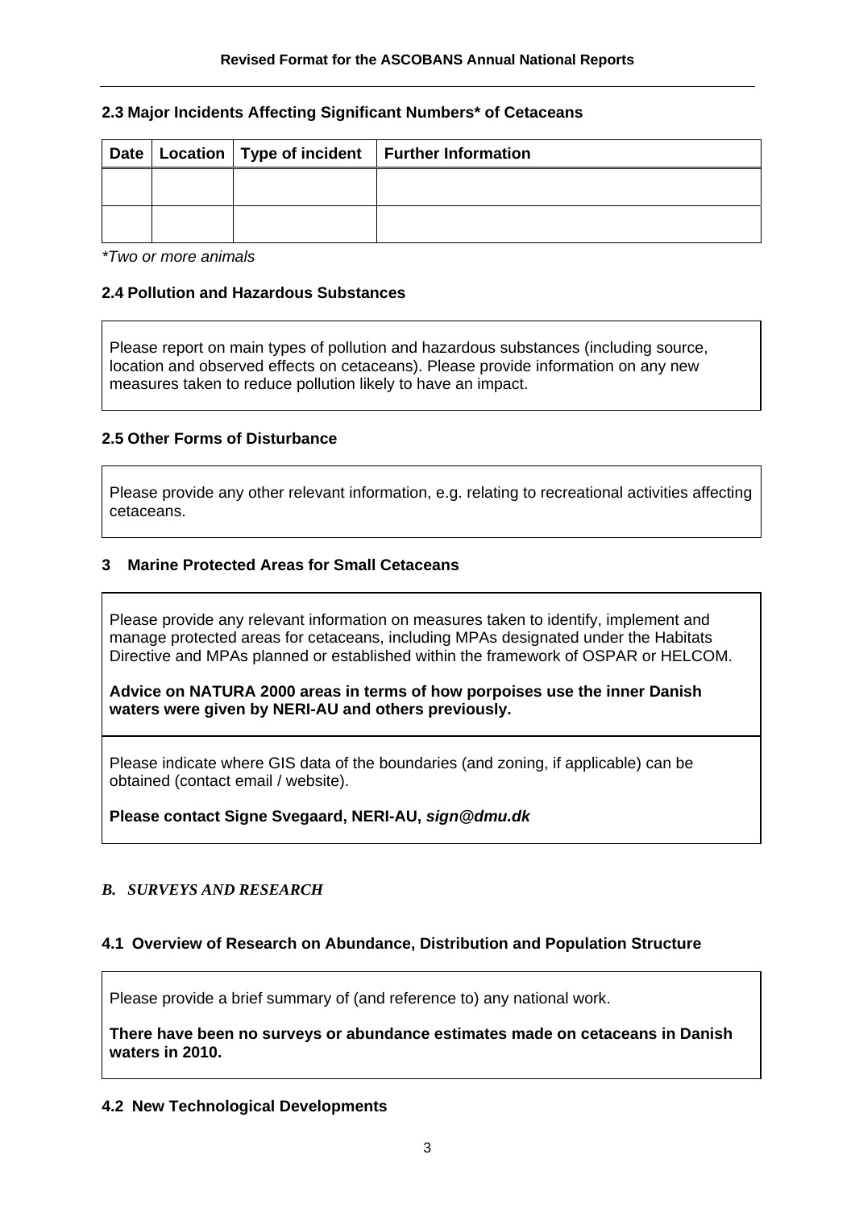### 2.3 Major Incidents Affecting Significant Numbers* of Cetaceans

| Date | Location | Type of incident | Further Information |
|---|---|---|---|
| | | | |
| | | | |

*\*Two or more animals*

### 2.4 Pollution and Hazardous Substances

Please report on main types of pollution and hazardous substances (including source, location and observed effects on cetaceans). Please provide information on any new measures taken to reduce pollution likely to have an impact.

### 2.5 Other Forms of Disturbance

Please provide any other relevant information, e.g. relating to recreational activities affecting cetaceans.

## 3 Marine Protected Areas for Small Cetaceans

Please provide any relevant information on measures taken to identify, implement and manage protected areas for cetaceans, including MPAs designated under the Habitats Directive and MPAs planned or established within the framework of OSPAR or HELCOM.

**Advice on NATURA 2000 areas in terms of how porpoises use the inner Danish waters were given by NERI-AU and others previously.**

Please indicate where GIS data of the boundaries (and zoning, if applicable) can be obtained (contact email / website).

**Please contact Signe Svegaard, NERI-AU, *sign@dmu.dk***

## *B. SURVEYS AND RESEARCH*

### 4.1 Overview of Research on Abundance, Distribution and Population Structure

Please provide a brief summary of (and reference to) any national work.

**There have been no surveys or abundance estimates made on cetaceans in Danish waters in 2010.**

### 4.2 New Technological Developments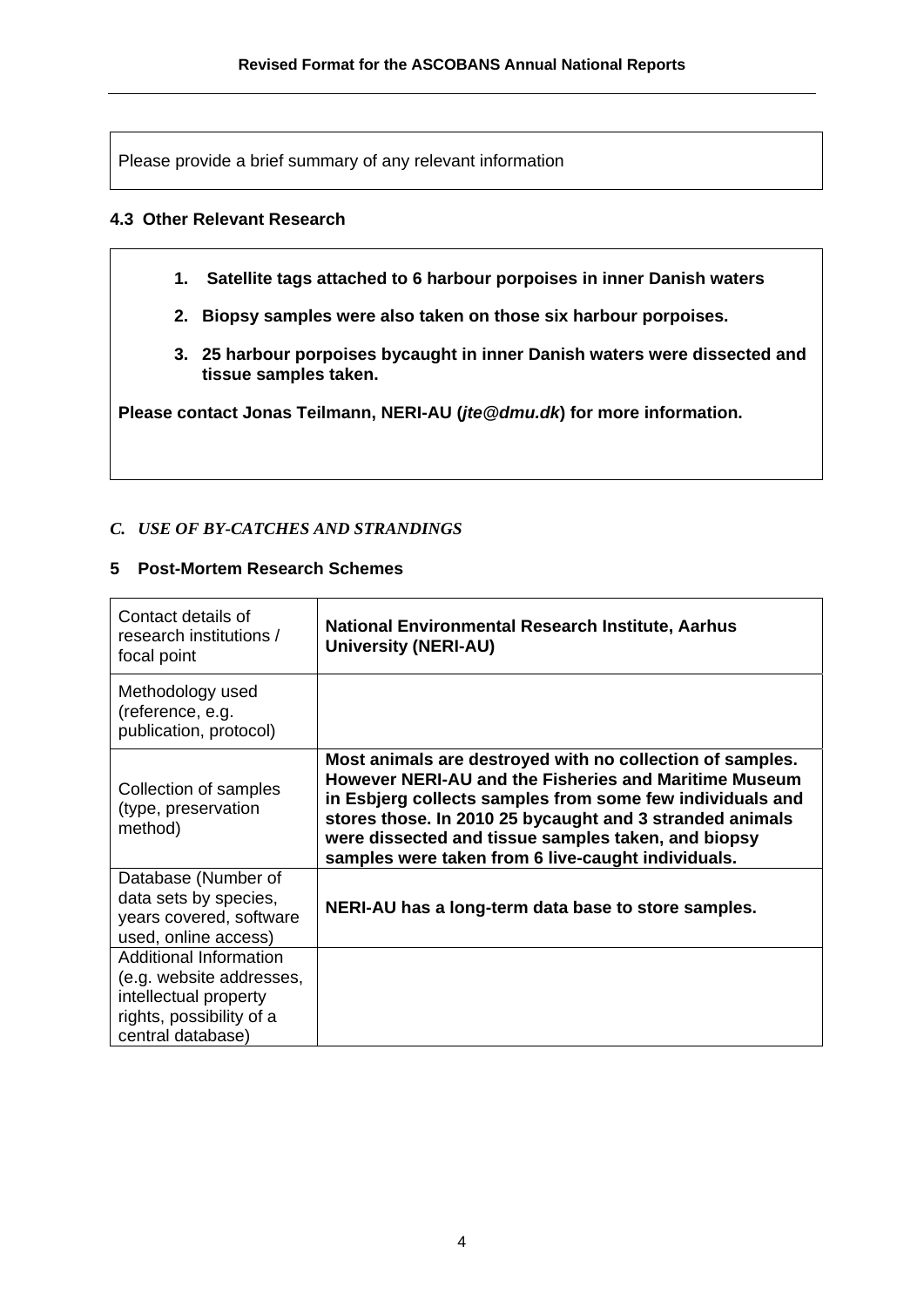Please provide a brief summary of any relevant information

### 4.3 Other Relevant Research

1. **Satellite tags attached to 6 harbour porpoises in inner Danish waters**
2. **Biopsy samples were also taken on those six harbour porpoises.**
3. **25 harbour porpoises bycaught in inner Danish waters were dissected and tissue samples taken.**

**Please contact Jonas Teilmann, NERI-AU (*jte@dmu.dk*) for more information.**

## *C. USE OF BY-CATCHES AND STRANDINGS*

### 5 Post-Mortem Research Schemes

| | |
|---|---|
| Contact details of research institutions / focal point | **National Environmental Research Institute, Aarhus University (NERI-AU)** |
| Methodology used (reference, e.g. publication, protocol) | |
| Collection of samples (type, preservation method) | **Most animals are destroyed with no collection of samples. However NERI-AU and the Fisheries and Maritime Museum in Esbjerg collects samples from some few individuals and stores those. In 2010 25 bycaught and 3 stranded animals were dissected and tissue samples taken, and biopsy samples were taken from 6 live-caught individuals.** |
| Database (Number of data sets by species, years covered, software used, online access) | **NERI-AU has a long-term data base to store samples.** |
| Additional Information (e.g. website addresses, intellectual property rights, possibility of a central database) | |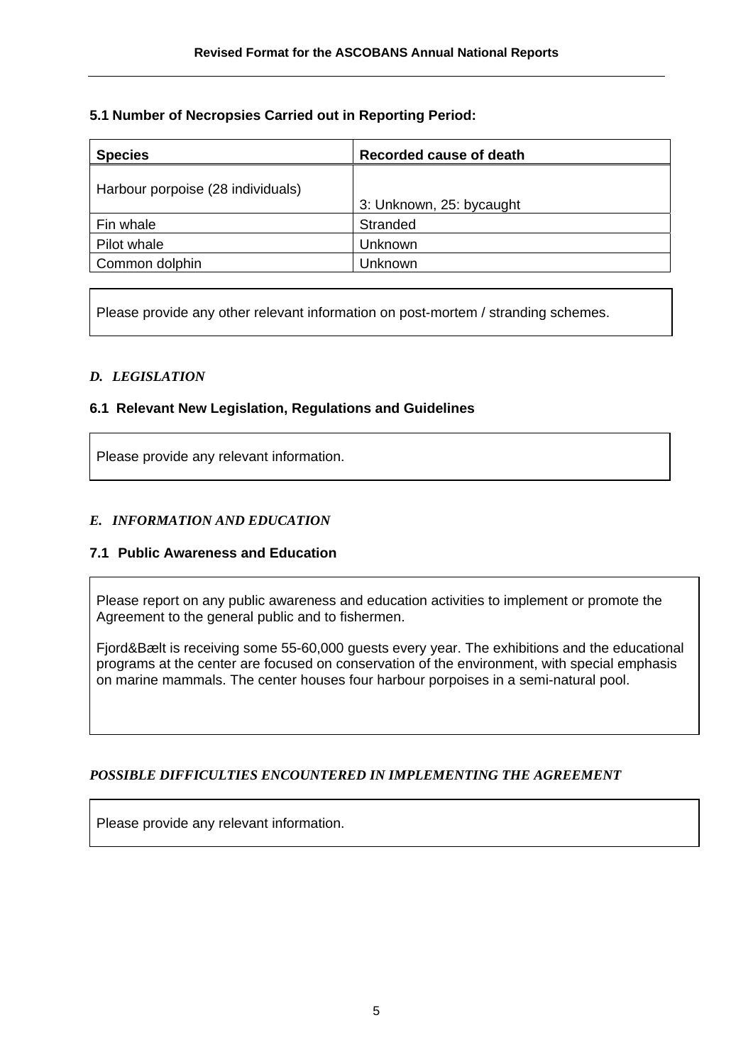### 5.1 Number of Necropsies Carried out in Reporting Period:

| Species | Recorded cause of death |
|---|---|
| Harbour porpoise (28 individuals) | 3: Unknown, 25: bycaught |
| Fin whale | Stranded |
| Pilot whale | Unknown |
| Common dolphin | Unknown |

Please provide any other relevant information on post-mortem / stranding schemes.

## *D. LEGISLATION*

### 6.1 Relevant New Legislation, Regulations and Guidelines

Please provide any relevant information.

## *E. INFORMATION AND EDUCATION*

### 7.1 Public Awareness and Education

Please report on any public awareness and education activities to implement or promote the Agreement to the general public and to fishermen.

Fjord&Bælt is receiving some 55-60,000 guests every year. The exhibitions and the educational programs at the center are focused on conservation of the environment, with special emphasis on marine mammals. The center houses four harbour porpoises in a semi-natural pool.

## *POSSIBLE DIFFICULTIES ENCOUNTERED IN IMPLEMENTING THE AGREEMENT*

Please provide any relevant information.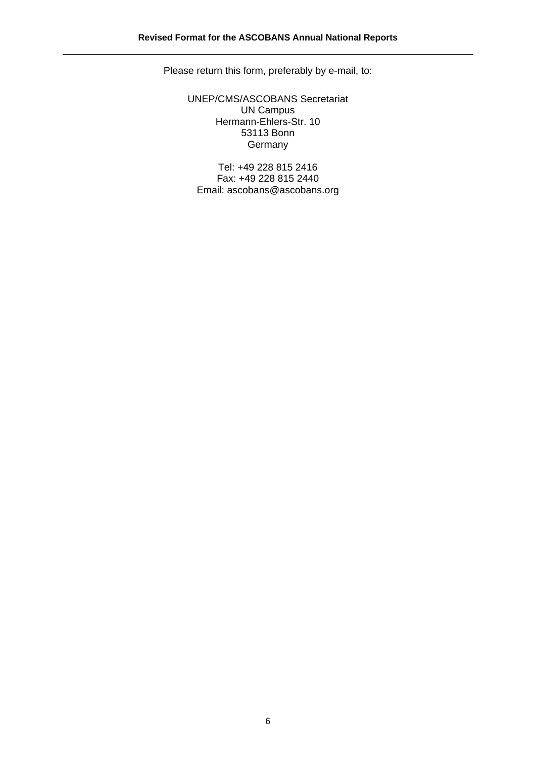Please return this form, preferably by e-mail, to:

UNEP/CMS/ASCOBANS Secretariat
UN Campus
Hermann-Ehlers-Str. 10
53113 Bonn
Germany

Tel: +49 228 815 2416
Fax: +49 228 815 2440
Email: ascobans@ascobans.org